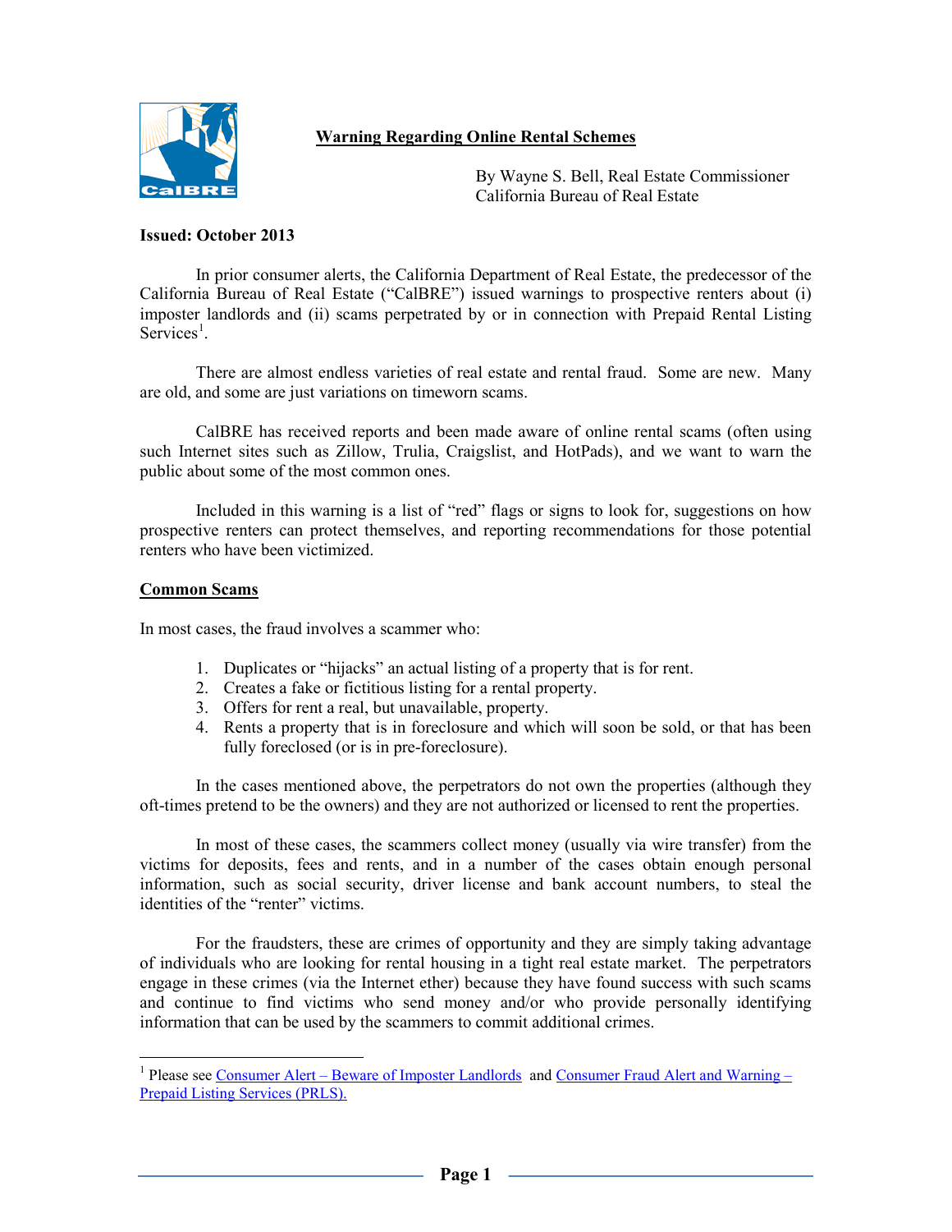# Warning Regarding Online Rental Schemes

By Wayne S. Bell, Real Estate Commissioner
California Bureau of Real Estate

**Issued: October 2013**

In prior consumer alerts, the California Department of Real Estate, the predecessor of the California Bureau of Real Estate ("CalBRE") issued warnings to prospective renters about (i) imposter landlords and (ii) scams perpetrated by or in connection with Prepaid Rental Listing Services[1].

There are almost endless varieties of real estate and rental fraud. Some are new. Many are old, and some are just variations on timeworn scams.

CalBRE has received reports and been made aware of online rental scams (often using such Internet sites such as Zillow, Trulia, Craigslist, and HotPads), and we want to warn the public about some of the most common ones.

Included in this warning is a list of "red" flags or signs to look for, suggestions on how prospective renters can protect themselves, and reporting recommendations for those potential renters who have been victimized.

## Common Scams

In most cases, the fraud involves a scammer who:

1. Duplicates or "hijacks" an actual listing of a property that is for rent.
2. Creates a fake or fictitious listing for a rental property.
3. Offers for rent a real, but unavailable, property.
4. Rents a property that is in foreclosure and which will soon be sold, or that has been fully foreclosed (or is in pre-foreclosure).

In the cases mentioned above, the perpetrators do not own the properties (although they oft-times pretend to be the owners) and they are not authorized or licensed to rent the properties.

In most of these cases, the scammers collect money (usually via wire transfer) from the victims for deposits, fees and rents, and in a number of the cases obtain enough personal information, such as social security, driver license and bank account numbers, to steal the identities of the "renter" victims.

For the fraudsters, these are crimes of opportunity and they are simply taking advantage of individuals who are looking for rental housing in a tight real estate market. The perpetrators engage in these crimes (via the Internet ether) because they have found success with such scams and continue to find victims who send money and/or who provide personally identifying information that can be used by the scammers to commit additional crimes.

---

[1] Please see Consumer Alert – Beware of Imposter Landlords and Consumer Fraud Alert and Warning – Prepaid Listing Services (PRLS).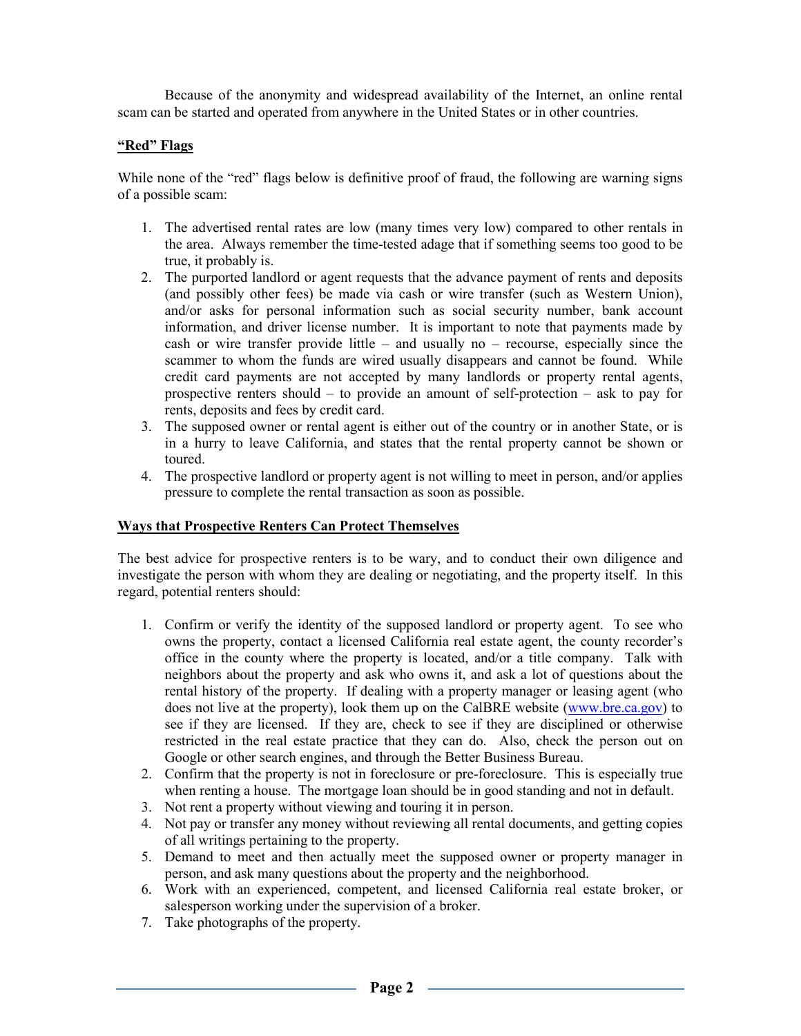Because of the anonymity and widespread availability of the Internet, an online rental scam can be started and operated from anywhere in the United States or in other countries.

**"Red" Flags**

While none of the "red" flags below is definitive proof of fraud, the following are warning signs of a possible scam:

1. The advertised rental rates are low (many times very low) compared to other rentals in the area. Always remember the time-tested adage that if something seems too good to be true, it probably is.
2. The purported landlord or agent requests that the advance payment of rents and deposits (and possibly other fees) be made via cash or wire transfer (such as Western Union), and/or asks for personal information such as social security number, bank account information, and driver license number. It is important to note that payments made by cash or wire transfer provide little – and usually no – recourse, especially since the scammer to whom the funds are wired usually disappears and cannot be found. While credit card payments are not accepted by many landlords or property rental agents, prospective renters should – to provide an amount of self-protection – ask to pay for rents, deposits and fees by credit card.
3. The supposed owner or rental agent is either out of the country or in another State, or is in a hurry to leave California, and states that the rental property cannot be shown or toured.
4. The prospective landlord or property agent is not willing to meet in person, and/or applies pressure to complete the rental transaction as soon as possible.

**Ways that Prospective Renters Can Protect Themselves**

The best advice for prospective renters is to be wary, and to conduct their own diligence and investigate the person with whom they are dealing or negotiating, and the property itself. In this regard, potential renters should:

1. Confirm or verify the identity of the supposed landlord or property agent. To see who owns the property, contact a licensed California real estate agent, the county recorder's office in the county where the property is located, and/or a title company. Talk with neighbors about the property and ask who owns it, and ask a lot of questions about the rental history of the property. If dealing with a property manager or leasing agent (who does not live at the property), look them up on the CalBRE website (www.bre.ca.gov) to see if they are licensed. If they are, check to see if they are disciplined or otherwise restricted in the real estate practice that they can do. Also, check the person out on Google or other search engines, and through the Better Business Bureau.
2. Confirm that the property is not in foreclosure or pre-foreclosure. This is especially true when renting a house. The mortgage loan should be in good standing and not in default.
3. Not rent a property without viewing and touring it in person.
4. Not pay or transfer any money without reviewing all rental documents, and getting copies of all writings pertaining to the property.
5. Demand to meet and then actually meet the supposed owner or property manager in person, and ask many questions about the property and the neighborhood.
6. Work with an experienced, competent, and licensed California real estate broker, or salesperson working under the supervision of a broker.
7. Take photographs of the property.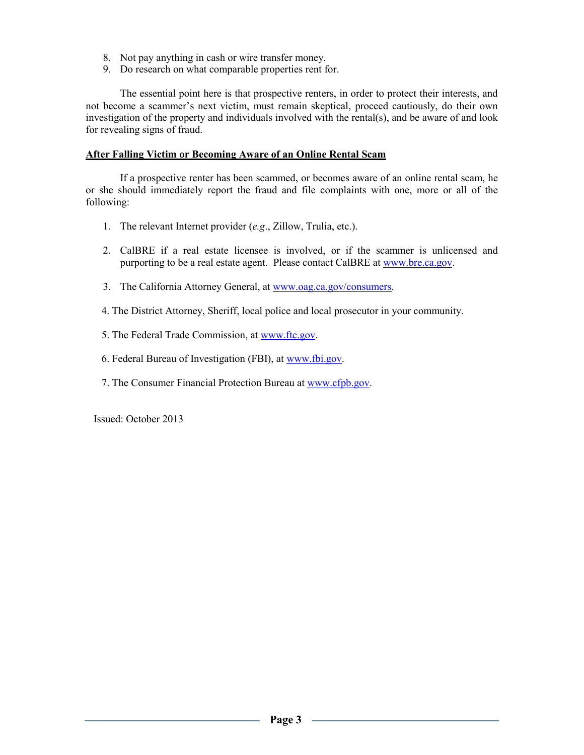8. Not pay anything in cash or wire transfer money.
9. Do research on what comparable properties rent for.

The essential point here is that prospective renters, in order to protect their interests, and not become a scammer's next victim, must remain skeptical, proceed cautiously, do their own investigation of the property and individuals involved with the rental(s), and be aware of and look for revealing signs of fraud.

**After Falling Victim or Becoming Aware of an Online Rental Scam**

If a prospective renter has been scammed, or becomes aware of an online rental scam, he or she should immediately report the fraud and file complaints with one, more or all of the following:

1. The relevant Internet provider (*e.g*., Zillow, Trulia, etc.).
2. CalBRE if a real estate licensee is involved, or if the scammer is unlicensed and purporting to be a real estate agent. Please contact CalBRE at www.bre.ca.gov.
3. The California Attorney General, at www.oag.ca.gov/consumers.
4. The District Attorney, Sheriff, local police and local prosecutor in your community.
5. The Federal Trade Commission, at www.ftc.gov.
6. Federal Bureau of Investigation (FBI), at www.fbi.gov.
7. The Consumer Financial Protection Bureau at www.cfpb.gov.

Issued: October 2013